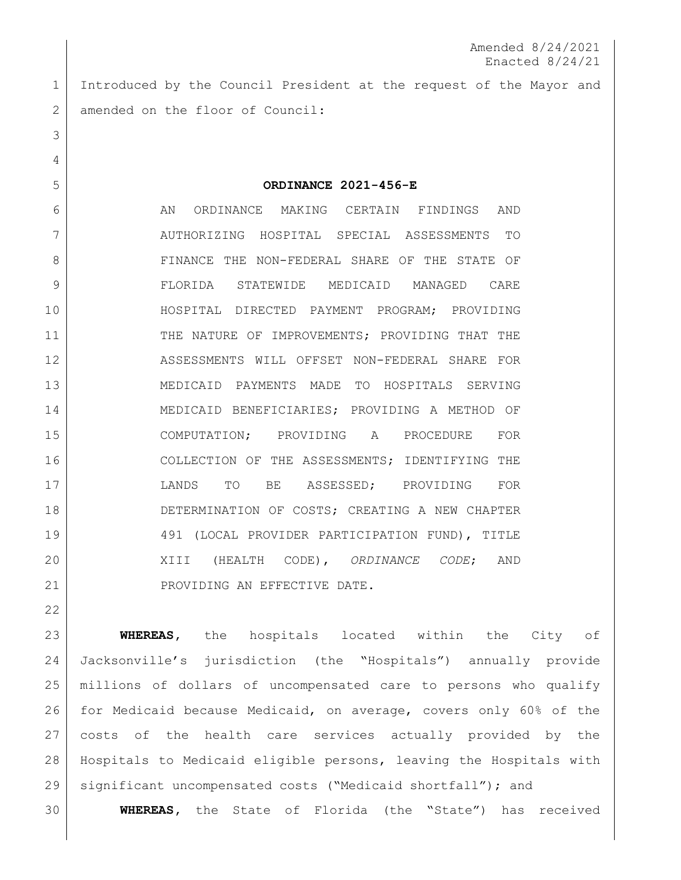Amended 8/24/2021
Enacted 8/24/21

Introduced by the Council President at the request of the Mayor and amended on the floor of Council:

**ORDINANCE 2021-456-E**

AN ORDINANCE MAKING CERTAIN FINDINGS AND AUTHORIZING HOSPITAL SPECIAL ASSESSMENTS TO FINANCE THE NON-FEDERAL SHARE OF THE STATE OF FLORIDA STATEWIDE MEDICAID MANAGED CARE HOSPITAL DIRECTED PAYMENT PROGRAM; PROVIDING THE NATURE OF IMPROVEMENTS; PROVIDING THAT THE ASSESSMENTS WILL OFFSET NON-FEDERAL SHARE FOR MEDICAID PAYMENTS MADE TO HOSPITALS SERVING MEDICAID BENEFICIARIES; PROVIDING A METHOD OF COMPUTATION; PROVIDING A PROCEDURE FOR COLLECTION OF THE ASSESSMENTS; IDENTIFYING THE LANDS TO BE ASSESSED; PROVIDING FOR DETERMINATION OF COSTS; CREATING A NEW CHAPTER 491 (LOCAL PROVIDER PARTICIPATION FUND), TITLE XIII (HEALTH CODE), *ORDINANCE CODE*; AND PROVIDING AN EFFECTIVE DATE.

**WHEREAS,** the hospitals located within the City of Jacksonville's jurisdiction (the "Hospitals") annually provide millions of dollars of uncompensated care to persons who qualify for Medicaid because Medicaid, on average, covers only 60% of the costs of the health care services actually provided by the Hospitals to Medicaid eligible persons, leaving the Hospitals with significant uncompensated costs ("Medicaid shortfall"); and

**WHEREAS,** the State of Florida (the "State") has received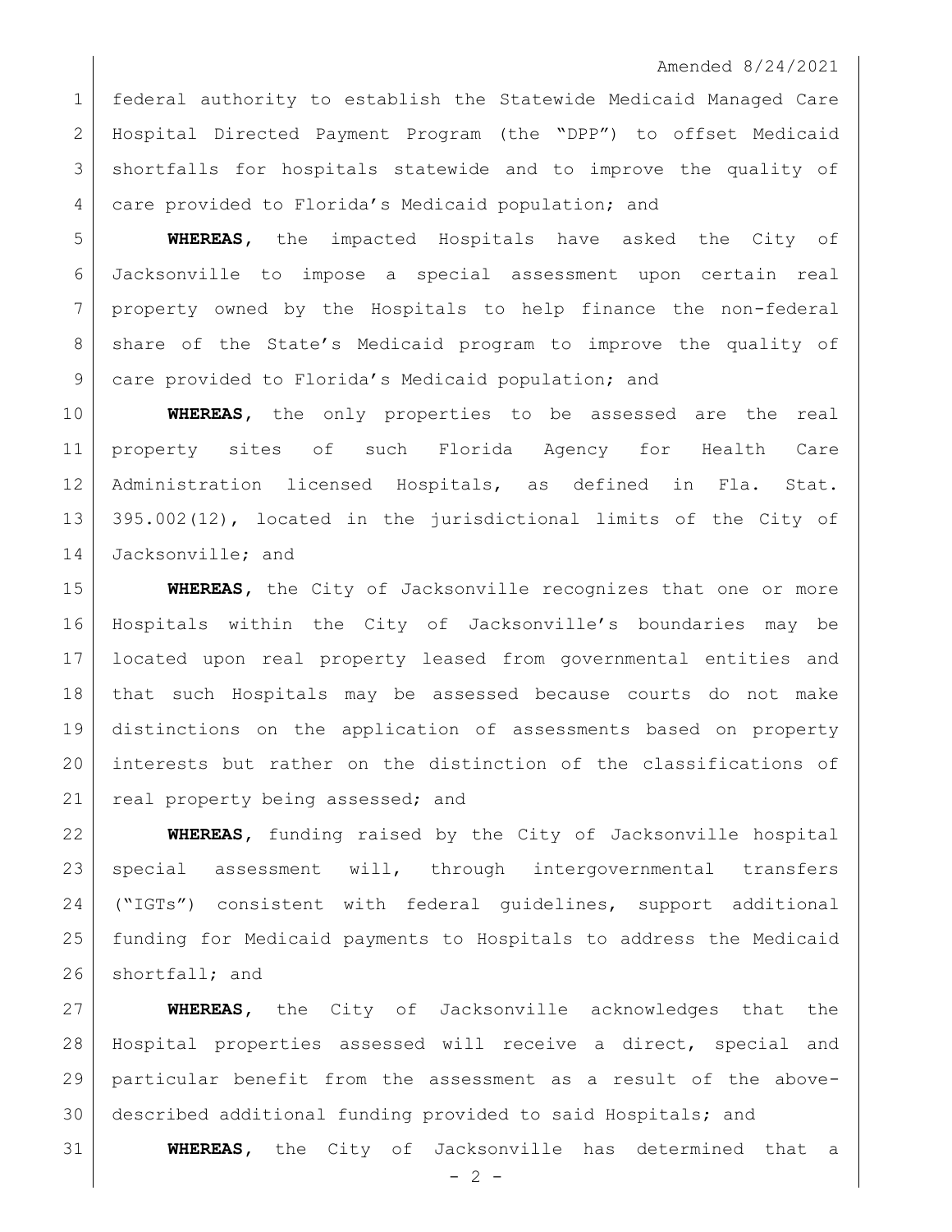federal authority to establish the Statewide Medicaid Managed Care Hospital Directed Payment Program (the "DPP") to offset Medicaid shortfalls for hospitals statewide and to improve the quality of care provided to Florida's Medicaid population; and

**WHEREAS,** the impacted Hospitals have asked the City of Jacksonville to impose a special assessment upon certain real property owned by the Hospitals to help finance the non-federal share of the State's Medicaid program to improve the quality of care provided to Florida's Medicaid population; and

**WHEREAS,** the only properties to be assessed are the real property sites of such Florida Agency for Health Care Administration licensed Hospitals, as defined in Fla. Stat. 395.002(12), located in the jurisdictional limits of the City of Jacksonville; and

**WHEREAS,** the City of Jacksonville recognizes that one or more Hospitals within the City of Jacksonville's boundaries may be located upon real property leased from governmental entities and that such Hospitals may be assessed because courts do not make distinctions on the application of assessments based on property interests but rather on the distinction of the classifications of real property being assessed; and

**WHEREAS,** funding raised by the City of Jacksonville hospital special assessment will, through intergovernmental transfers ("IGTs") consistent with federal guidelines, support additional funding for Medicaid payments to Hospitals to address the Medicaid shortfall; and

**WHEREAS,** the City of Jacksonville acknowledges that the Hospital properties assessed will receive a direct, special and particular benefit from the assessment as a result of the above-described additional funding provided to said Hospitals; and

**WHEREAS,** the City of Jacksonville has determined that a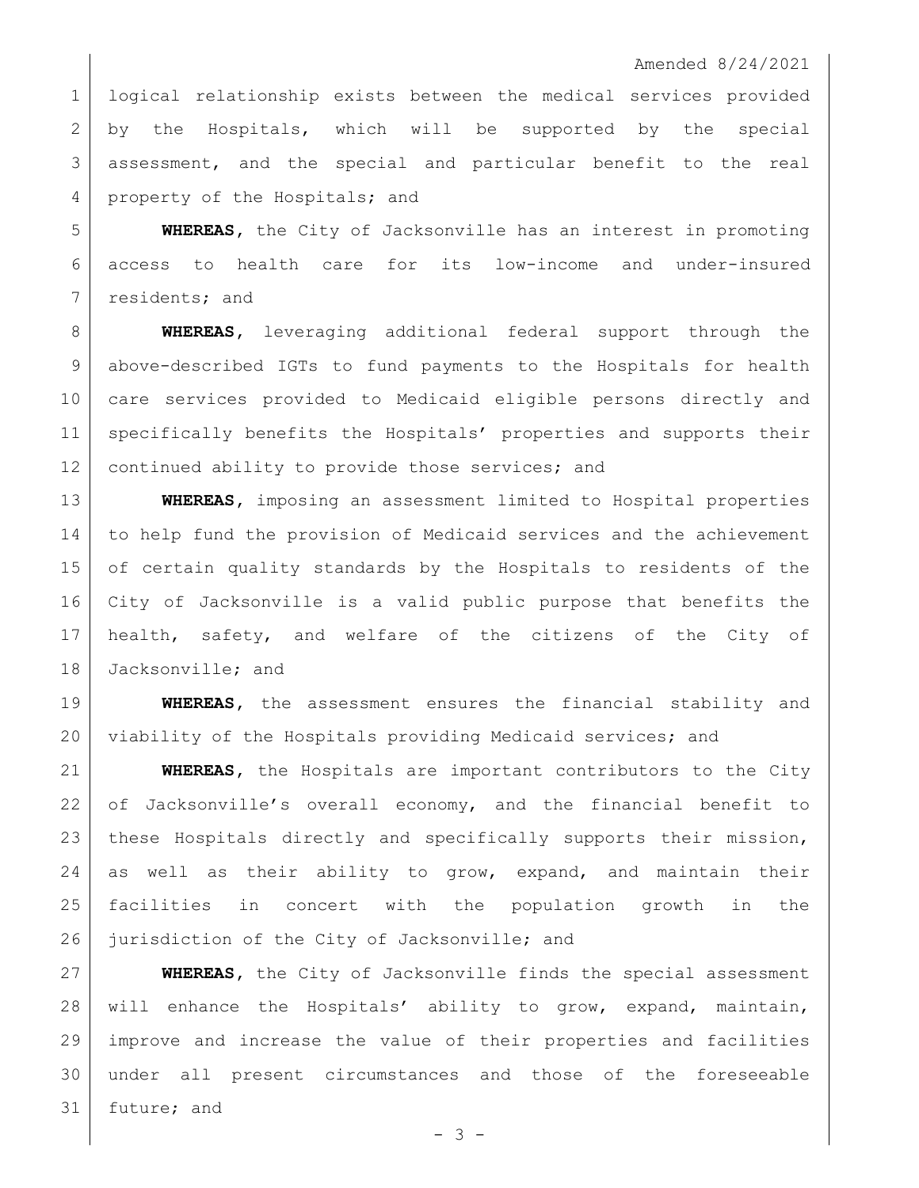logical relationship exists between the medical services provided by the Hospitals, which will be supported by the special assessment, and the special and particular benefit to the real property of the Hospitals; and

**WHEREAS**, the City of Jacksonville has an interest in promoting access to health care for its low-income and under-insured residents; and

**WHEREAS**, leveraging additional federal support through the above-described IGTs to fund payments to the Hospitals for health care services provided to Medicaid eligible persons directly and specifically benefits the Hospitals' properties and supports their continued ability to provide those services; and

**WHEREAS**, imposing an assessment limited to Hospital properties to help fund the provision of Medicaid services and the achievement of certain quality standards by the Hospitals to residents of the City of Jacksonville is a valid public purpose that benefits the health, safety, and welfare of the citizens of the City of Jacksonville; and

**WHEREAS**, the assessment ensures the financial stability and viability of the Hospitals providing Medicaid services; and

**WHEREAS**, the Hospitals are important contributors to the City of Jacksonville's overall economy, and the financial benefit to these Hospitals directly and specifically supports their mission, as well as their ability to grow, expand, and maintain their facilities in concert with the population growth in the jurisdiction of the City of Jacksonville; and

**WHEREAS**, the City of Jacksonville finds the special assessment will enhance the Hospitals' ability to grow, expand, maintain, improve and increase the value of their properties and facilities under all present circumstances and those of the foreseeable future; and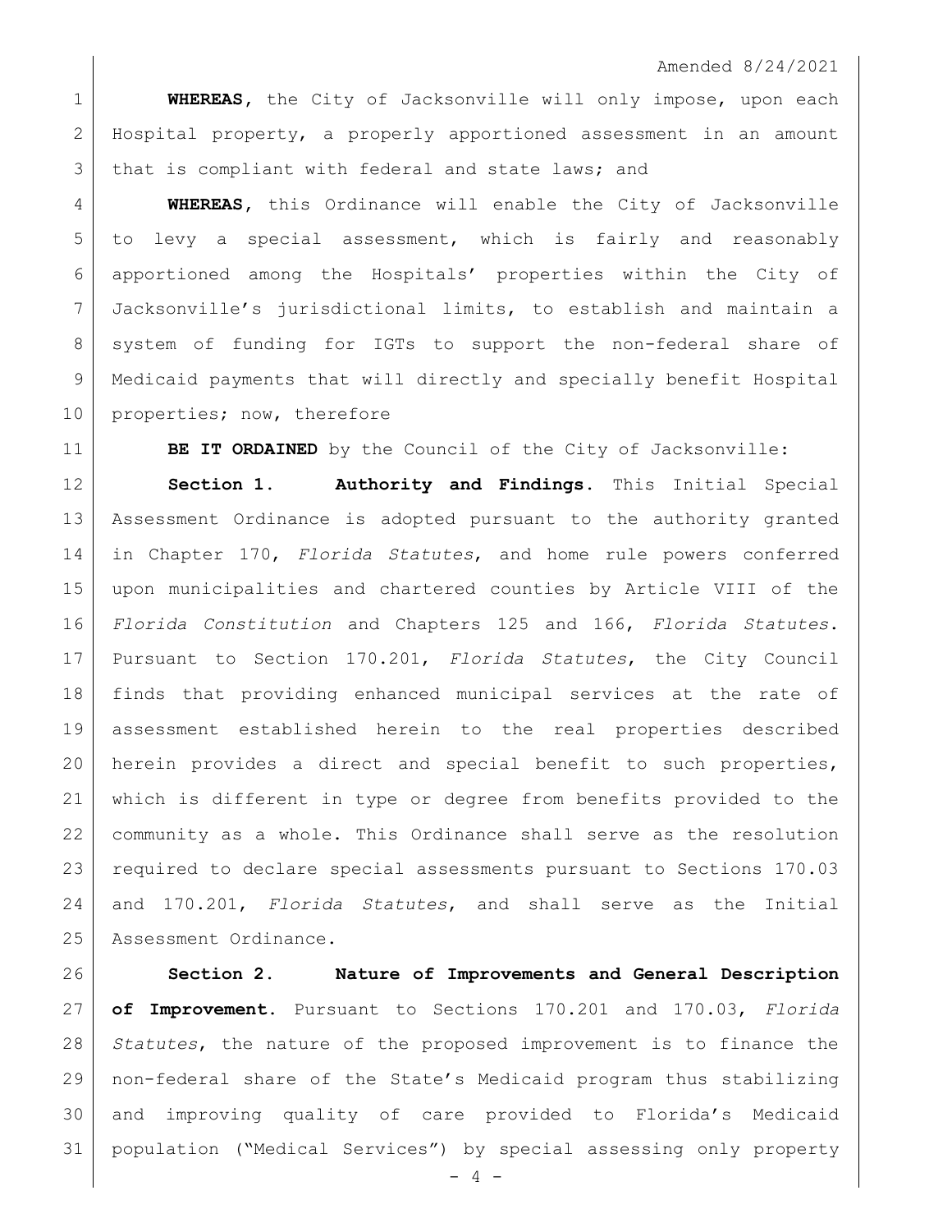**WHEREAS**, the City of Jacksonville will only impose, upon each Hospital property, a properly apportioned assessment in an amount that is compliant with federal and state laws; and

**WHEREAS**, this Ordinance will enable the City of Jacksonville to levy a special assessment, which is fairly and reasonably apportioned among the Hospitals' properties within the City of Jacksonville's jurisdictional limits, to establish and maintain a system of funding for IGTs to support the non-federal share of Medicaid payments that will directly and specially benefit Hospital properties; now, therefore

**BE IT ORDAINED** by the Council of the City of Jacksonville:

**Section 1. Authority and Findings.** This Initial Special Assessment Ordinance is adopted pursuant to the authority granted in Chapter 170, *Florida Statutes*, and home rule powers conferred upon municipalities and chartered counties by Article VIII of the *Florida Constitution* and Chapters 125 and 166, *Florida Statutes*. Pursuant to Section 170.201, *Florida Statutes*, the City Council finds that providing enhanced municipal services at the rate of assessment established herein to the real properties described herein provides a direct and special benefit to such properties, which is different in type or degree from benefits provided to the community as a whole. This Ordinance shall serve as the resolution required to declare special assessments pursuant to Sections 170.03 and 170.201, *Florida Statutes*, and shall serve as the Initial Assessment Ordinance.

**Section 2. Nature of Improvements and General Description of Improvement.** Pursuant to Sections 170.201 and 170.03, *Florida Statutes*, the nature of the proposed improvement is to finance the non-federal share of the State's Medicaid program thus stabilizing and improving quality of care provided to Florida's Medicaid population ("Medical Services") by special assessing only property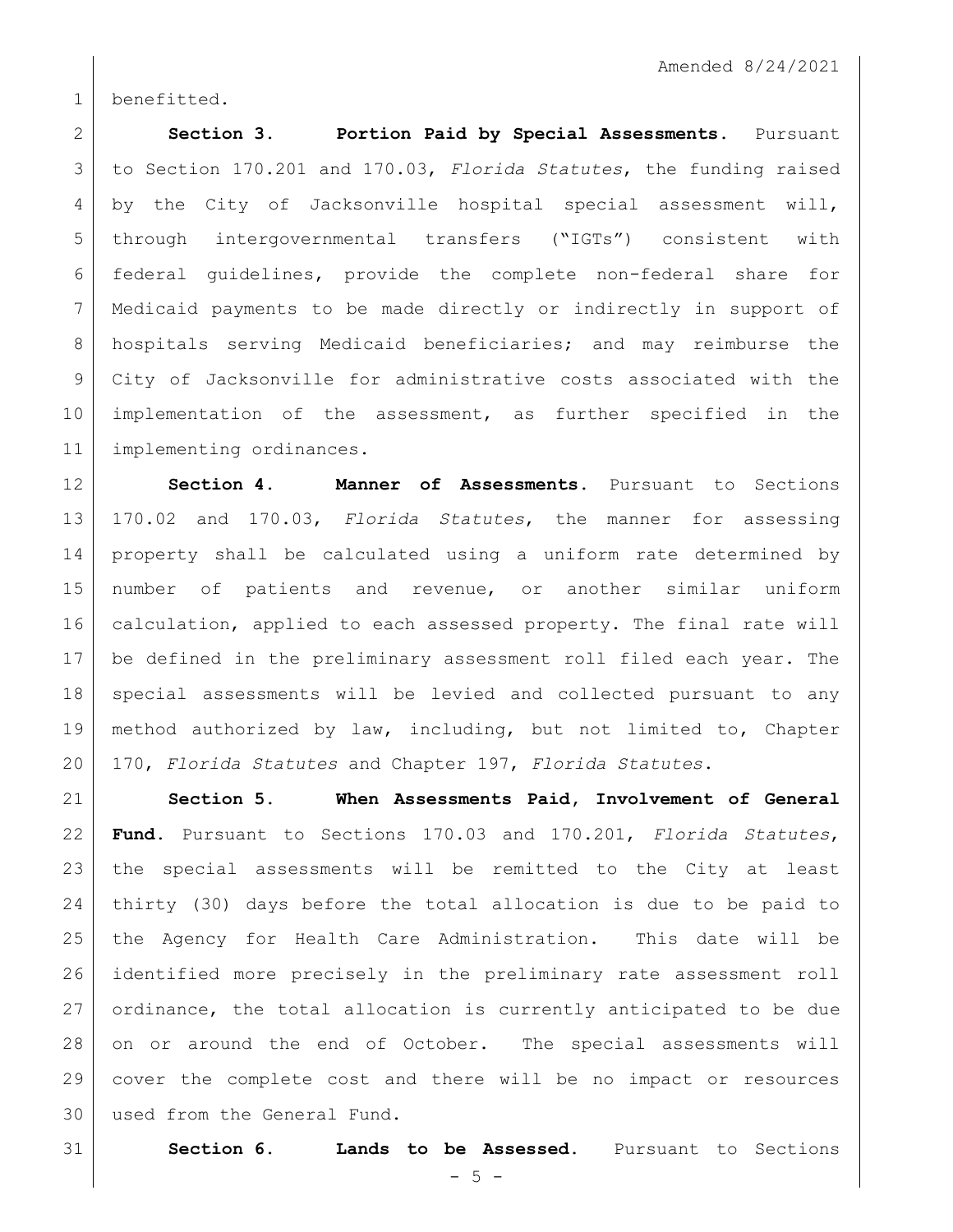benefitted.

**Section 3. Portion Paid by Special Assessments.** Pursuant to Section 170.201 and 170.03, *Florida Statutes*, the funding raised by the City of Jacksonville hospital special assessment will, through intergovernmental transfers ("IGTs") consistent with federal guidelines, provide the complete non-federal share for Medicaid payments to be made directly or indirectly in support of hospitals serving Medicaid beneficiaries; and may reimburse the City of Jacksonville for administrative costs associated with the implementation of the assessment, as further specified in the implementing ordinances.

**Section 4. Manner of Assessments.** Pursuant to Sections 170.02 and 170.03, *Florida Statutes*, the manner for assessing property shall be calculated using a uniform rate determined by number of patients and revenue, or another similar uniform calculation, applied to each assessed property. The final rate will be defined in the preliminary assessment roll filed each year. The special assessments will be levied and collected pursuant to any method authorized by law, including, but not limited to, Chapter 170, *Florida Statutes* and Chapter 197, *Florida Statutes*.

**Section 5. When Assessments Paid, Involvement of General Fund.** Pursuant to Sections 170.03 and 170.201, *Florida Statutes*, the special assessments will be remitted to the City at least thirty (30) days before the total allocation is due to be paid to the Agency for Health Care Administration. This date will be identified more precisely in the preliminary rate assessment roll ordinance, the total allocation is currently anticipated to be due on or around the end of October. The special assessments will cover the complete cost and there will be no impact or resources used from the General Fund.

**Section 6. Lands to be Assessed.** Pursuant to Sections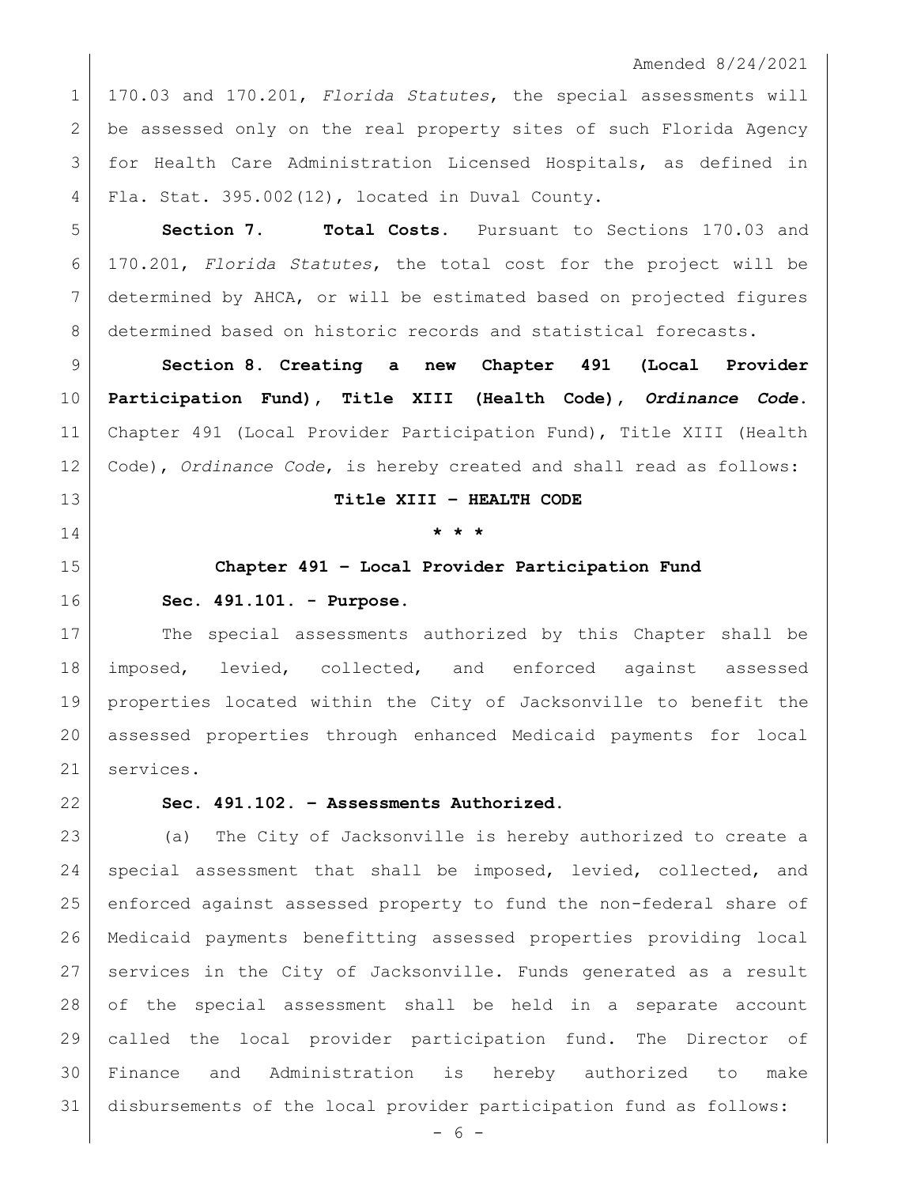170.03 and 170.201, *Florida Statutes*, the special assessments will be assessed only on the real property sites of such Florida Agency for Health Care Administration Licensed Hospitals, as defined in Fla. Stat. 395.002(12), located in Duval County.

**Section 7. Total Costs.** Pursuant to Sections 170.03 and 170.201, *Florida Statutes*, the total cost for the project will be determined by AHCA, or will be estimated based on projected figures determined based on historic records and statistical forecasts.

**Section 8. Creating a new Chapter 491 (Local Provider Participation Fund), Title XIII (Health Code), *Ordinance Code*.** Chapter 491 (Local Provider Participation Fund), Title XIII (Health Code), *Ordinance Code*, is hereby created and shall read as follows:

**Title XIII – HEALTH CODE**

**\* \* \***

**Chapter 491 – Local Provider Participation Fund**

**Sec. 491.101. - Purpose.**

The special assessments authorized by this Chapter shall be imposed, levied, collected, and enforced against assessed properties located within the City of Jacksonville to benefit the assessed properties through enhanced Medicaid payments for local services.

**Sec. 491.102. – Assessments Authorized.**

(a) The City of Jacksonville is hereby authorized to create a special assessment that shall be imposed, levied, collected, and enforced against assessed property to fund the non-federal share of Medicaid payments benefitting assessed properties providing local services in the City of Jacksonville. Funds generated as a result of the special assessment shall be held in a separate account called the local provider participation fund. The Director of Finance and Administration is hereby authorized to make disbursements of the local provider participation fund as follows: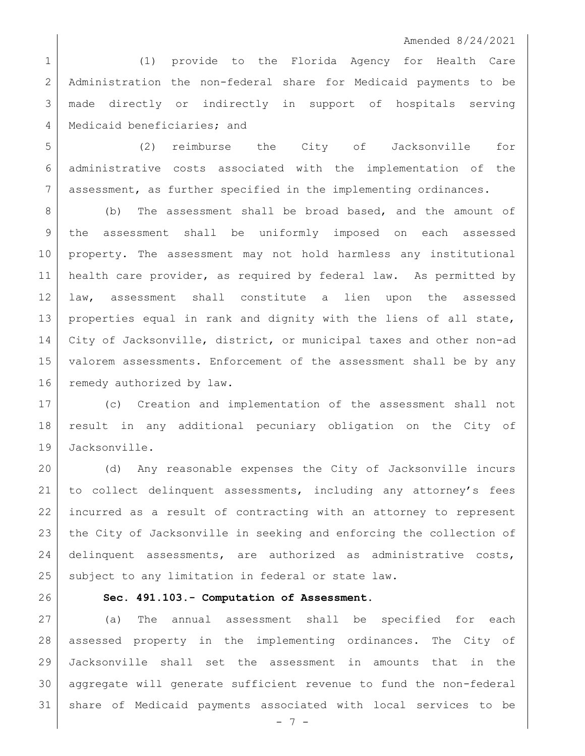(1) provide to the Florida Agency for Health Care Administration the non-federal share for Medicaid payments to be made directly or indirectly in support of hospitals serving Medicaid beneficiaries; and

(2) reimburse the City of Jacksonville for administrative costs associated with the implementation of the assessment, as further specified in the implementing ordinances.

(b) The assessment shall be broad based, and the amount of the assessment shall be uniformly imposed on each assessed property. The assessment may not hold harmless any institutional health care provider, as required by federal law. As permitted by law, assessment shall constitute a lien upon the assessed properties equal in rank and dignity with the liens of all state, City of Jacksonville, district, or municipal taxes and other non-ad valorem assessments. Enforcement of the assessment shall be by any remedy authorized by law.

(c) Creation and implementation of the assessment shall not result in any additional pecuniary obligation on the City of Jacksonville.

(d) Any reasonable expenses the City of Jacksonville incurs to collect delinquent assessments, including any attorney's fees incurred as a result of contracting with an attorney to represent the City of Jacksonville in seeking and enforcing the collection of delinquent assessments, are authorized as administrative costs, subject to any limitation in federal or state law.

**Sec. 491.103.- Computation of Assessment.**

(a) The annual assessment shall be specified for each assessed property in the implementing ordinances. The City of Jacksonville shall set the assessment in amounts that in the aggregate will generate sufficient revenue to fund the non-federal share of Medicaid payments associated with local services to be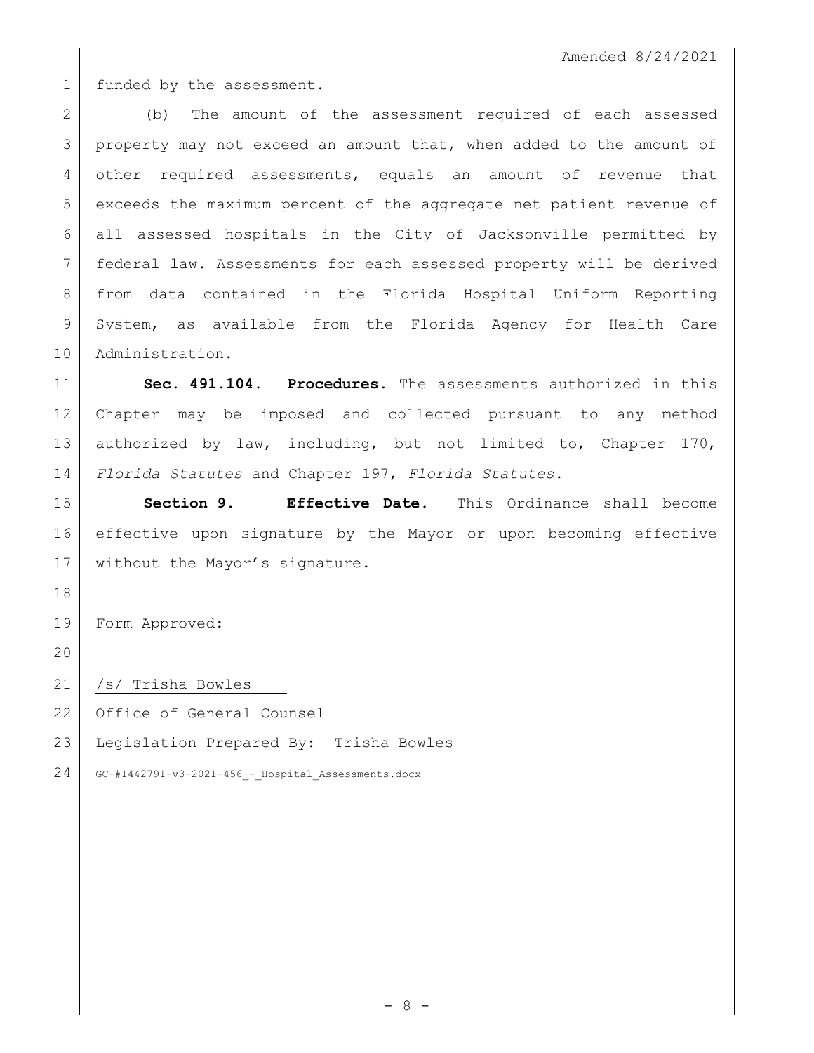funded by the assessment.

(b) The amount of the assessment required of each assessed property may not exceed an amount that, when added to the amount of other required assessments, equals an amount of revenue that exceeds the maximum percent of the aggregate net patient revenue of all assessed hospitals in the City of Jacksonville permitted by federal law. Assessments for each assessed property will be derived from data contained in the Florida Hospital Uniform Reporting System, as available from the Florida Agency for Health Care Administration.

**Sec. 491.104. Procedures.** The assessments authorized in this Chapter may be imposed and collected pursuant to any method authorized by law, including, but not limited to, Chapter 170, *Florida Statutes* and Chapter 197, *Florida Statutes*.

**Section 9. Effective Date.** This Ordinance shall become effective upon signature by the Mayor or upon becoming effective without the Mayor's signature.

Form Approved:

/s/ Trisha Bowles

Office of General Counsel

Legislation Prepared By: Trisha Bowles

GC-#1442791-v3-2021-456_-_Hospital_Assessments.docx